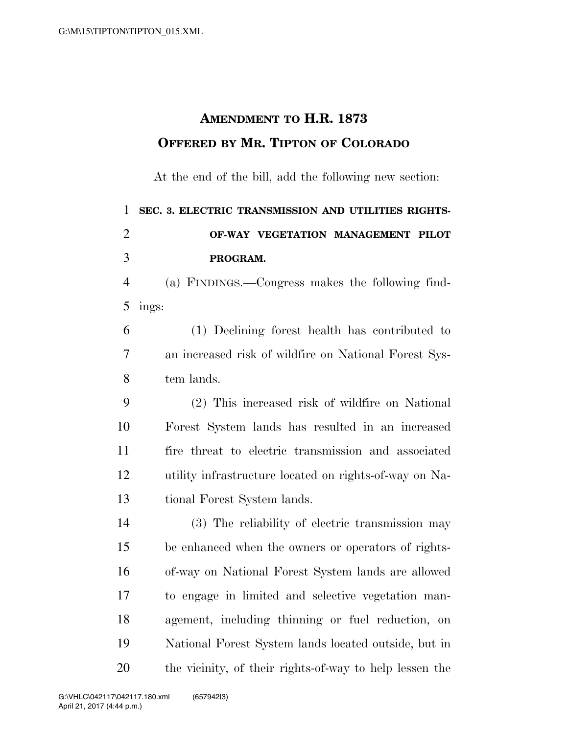# AMENDMENT TO H.R. 1873

## OFFERED BY MR. TIPTON OF COLORADO

At the end of the bill, add the following new section:

**SEC. 3. ELECTRIC TRANSMISSION AND UTILITIES RIGHTS-OF-WAY VEGETATION MANAGEMENT PILOT PROGRAM.**

(a) FINDINGS.—Congress makes the following findings:

(1) Declining forest health has contributed to an increased risk of wildfire on National Forest System lands.

(2) This increased risk of wildfire on National Forest System lands has resulted in an increased fire threat to electric transmission and associated utility infrastructure located on rights-of-way on National Forest System lands.

(3) The reliability of electric transmission may be enhanced when the owners or operators of rights-of-way on National Forest System lands are allowed to engage in limited and selective vegetation management, including thinning or fuel reduction, on National Forest System lands located outside, but in the vicinity, of their rights-of-way to help lessen the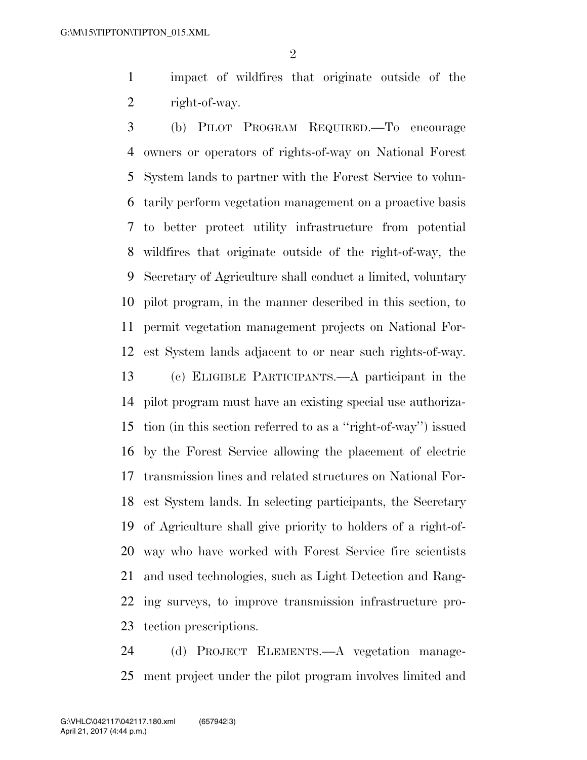impact of wildfires that originate outside of the right-of-way.

(b) PILOT PROGRAM REQUIRED.—To encourage owners or operators of rights-of-way on National Forest System lands to partner with the Forest Service to voluntarily perform vegetation management on a proactive basis to better protect utility infrastructure from potential wildfires that originate outside of the right-of-way, the Secretary of Agriculture shall conduct a limited, voluntary pilot program, in the manner described in this section, to permit vegetation management projects on National Forest System lands adjacent to or near such rights-of-way.

(c) ELIGIBLE PARTICIPANTS.—A participant in the pilot program must have an existing special use authorization (in this section referred to as a ''right-of-way'') issued by the Forest Service allowing the placement of electric transmission lines and related structures on National Forest System lands. In selecting participants, the Secretary of Agriculture shall give priority to holders of a right-of-way who have worked with Forest Service fire scientists and used technologies, such as Light Detection and Ranging surveys, to improve transmission infrastructure protection prescriptions.

(d) PROJECT ELEMENTS.—A vegetation management project under the pilot program involves limited and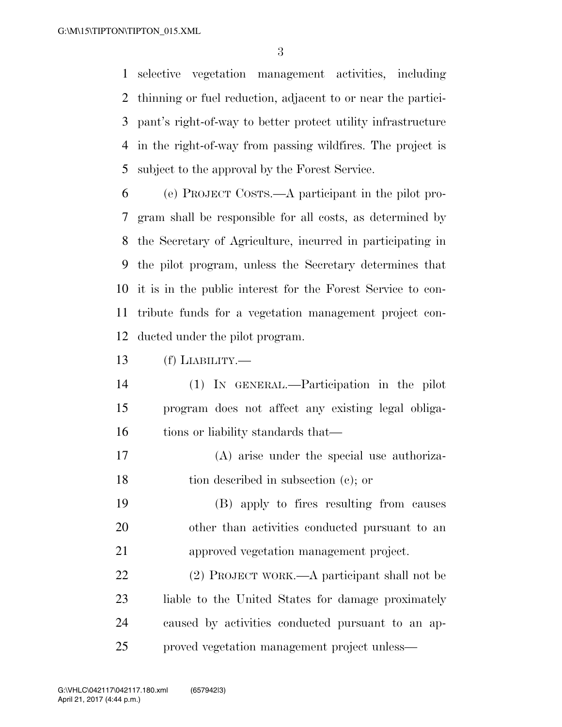selective vegetation management activities, including thinning or fuel reduction, adjacent to or near the participant's right-of-way to better protect utility infrastructure in the right-of-way from passing wildfires. The project is subject to the approval by the Forest Service.

(e) PROJECT COSTS.—A participant in the pilot program shall be responsible for all costs, as determined by the Secretary of Agriculture, incurred in participating in the pilot program, unless the Secretary determines that it is in the public interest for the Forest Service to contribute funds for a vegetation management project conducted under the pilot program.

(f) LIABILITY.—

(1) IN GENERAL.—Participation in the pilot program does not affect any existing legal obligations or liability standards that—

(A) arise under the special use authorization described in subsection (c); or

(B) apply to fires resulting from causes other than activities conducted pursuant to an approved vegetation management project.

(2) PROJECT WORK.—A participant shall not be liable to the United States for damage proximately caused by activities conducted pursuant to an approved vegetation management project unless—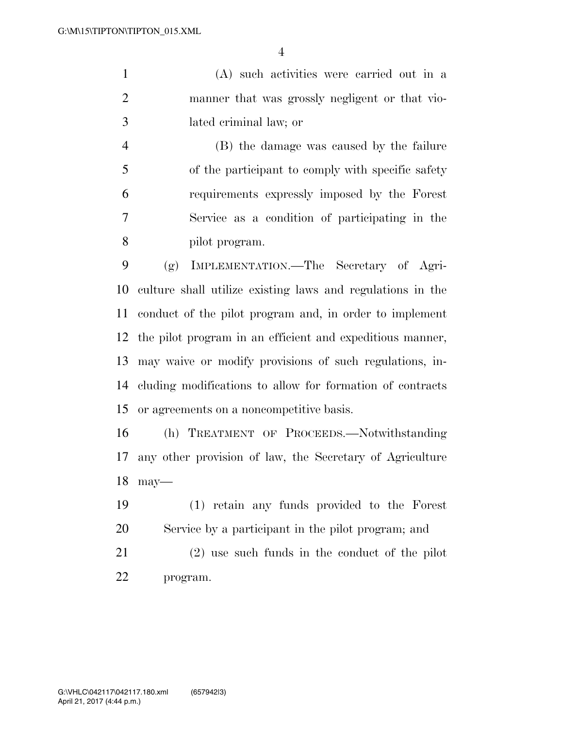(A) such activities were carried out in a manner that was grossly negligent or that violated criminal law; or

(B) the damage was caused by the failure of the participant to comply with specific safety requirements expressly imposed by the Forest Service as a condition of participating in the pilot program.

(g) IMPLEMENTATION.—The Secretary of Agriculture shall utilize existing laws and regulations in the conduct of the pilot program and, in order to implement the pilot program in an efficient and expeditious manner, may waive or modify provisions of such regulations, including modifications to allow for formation of contracts or agreements on a noncompetitive basis.

(h) TREATMENT OF PROCEEDS.—Notwithstanding any other provision of law, the Secretary of Agriculture may—

(1) retain any funds provided to the Forest Service by a participant in the pilot program; and

(2) use such funds in the conduct of the pilot program.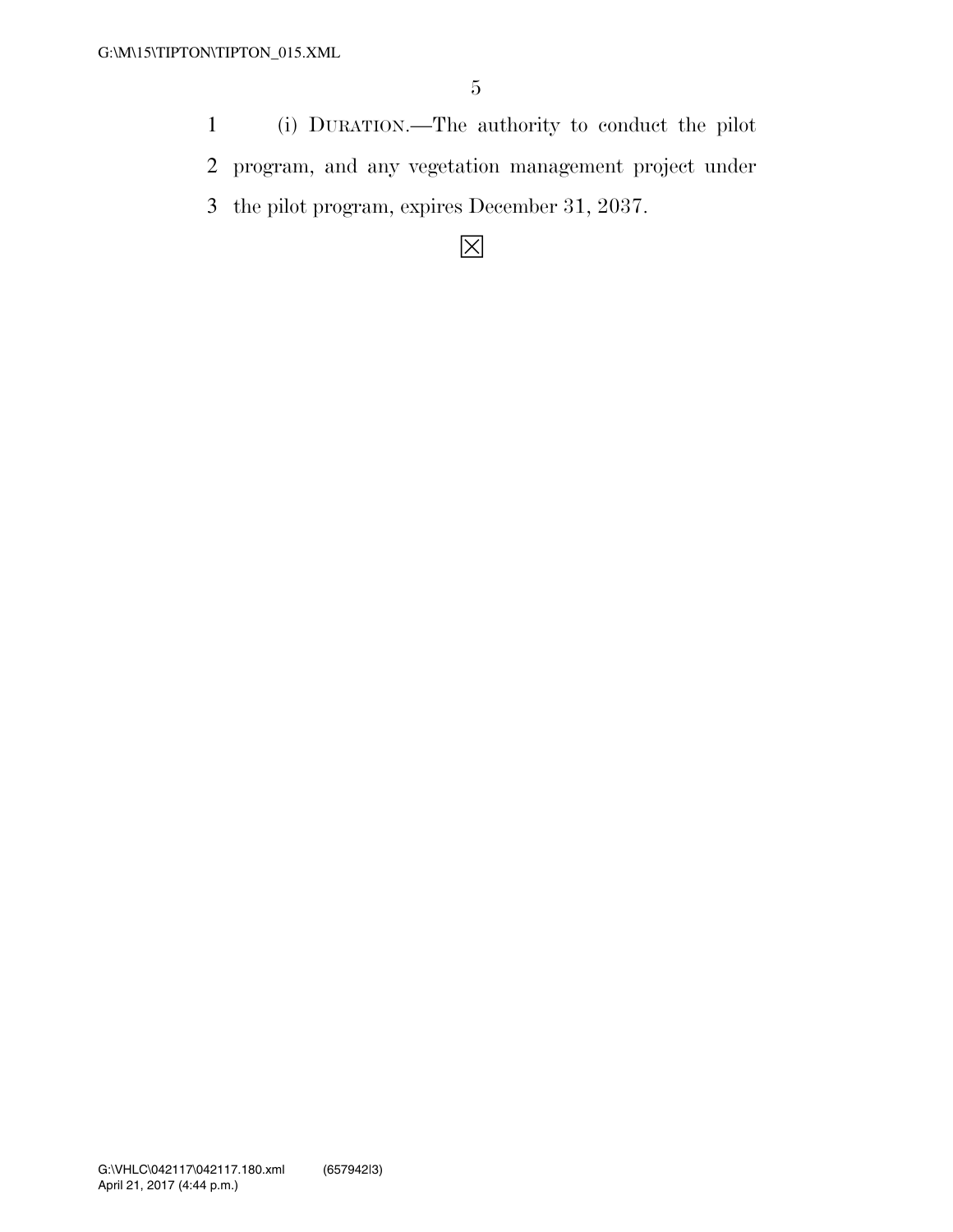(i) DURATION.—The authority to conduct the pilot program, and any vegetation management project under the pilot program, expires December 31, 2037.